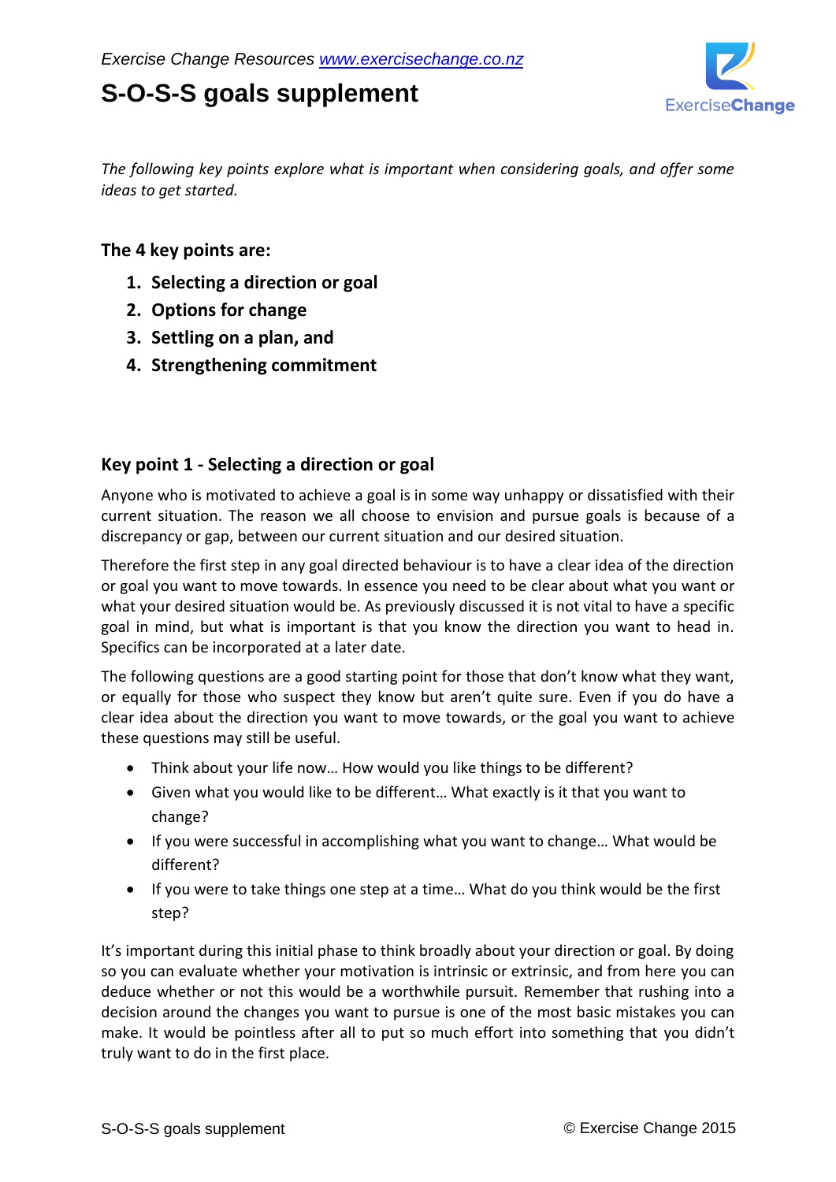*Exercise Change Resources [www.exercisechange.co.nz](http://www.exercisechange.co.nz)*

# S-O-S-S goals supplement

*The following key points explore what is important when considering goals, and offer some ideas to get started.*

### The 4 key points are:

1. **Selecting a direction or goal**
2. **Options for change**
3. **Settling on a plan, and**
4. **Strengthening commitment**

## Key point 1 - Selecting a direction or goal

Anyone who is motivated to achieve a goal is in some way unhappy or dissatisfied with their current situation. The reason we all choose to envision and pursue goals is because of a discrepancy or gap, between our current situation and our desired situation.

Therefore the first step in any goal directed behaviour is to have a clear idea of the direction or goal you want to move towards. In essence you need to be clear about what you want or what your desired situation would be. As previously discussed it is not vital to have a specific goal in mind, but what is important is that you know the direction you want to head in. Specifics can be incorporated at a later date.

The following questions are a good starting point for those that don't know what they want, or equally for those who suspect they know but aren't quite sure. Even if you do have a clear idea about the direction you want to move towards, or the goal you want to achieve these questions may still be useful.

- Think about your life now… How would you like things to be different?
- Given what you would like to be different… What exactly is it that you want to change?
- If you were successful in accomplishing what you want to change… What would be different?
- If you were to take things one step at a time… What do you think would be the first step?

It's important during this initial phase to think broadly about your direction or goal. By doing so you can evaluate whether your motivation is intrinsic or extrinsic, and from here you can deduce whether or not this would be a worthwhile pursuit. Remember that rushing into a decision around the changes you want to pursue is one of the most basic mistakes you can make. It would be pointless after all to put so much effort into something that you didn't truly want to do in the first place.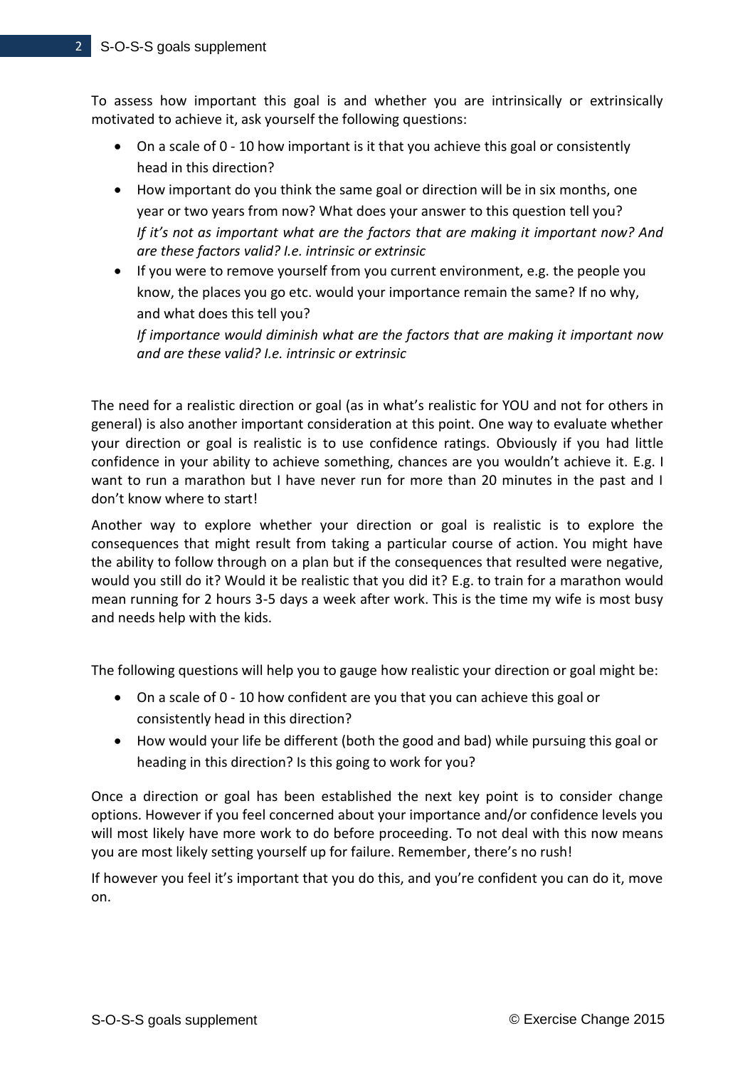To assess how important this goal is and whether you are intrinsically or extrinsically motivated to achieve it, ask yourself the following questions:

- On a scale of 0 - 10 how important is it that you achieve this goal or consistently head in this direction?
- How important do you think the same goal or direction will be in six months, one year or two years from now? What does your answer to this question tell you? *If it's not as important what are the factors that are making it important now? And are these factors valid? I.e. intrinsic or extrinsic*
- If you were to remove yourself from you current environment, e.g. the people you know, the places you go etc. would your importance remain the same? If no why, and what does this tell you?

  *If importance would diminish what are the factors that are making it important now and are these valid? I.e. intrinsic or extrinsic*

The need for a realistic direction or goal (as in what's realistic for YOU and not for others in general) is also another important consideration at this point. One way to evaluate whether your direction or goal is realistic is to use confidence ratings. Obviously if you had little confidence in your ability to achieve something, chances are you wouldn't achieve it. E.g. I want to run a marathon but I have never run for more than 20 minutes in the past and I don't know where to start!

Another way to explore whether your direction or goal is realistic is to explore the consequences that might result from taking a particular course of action. You might have the ability to follow through on a plan but if the consequences that resulted were negative, would you still do it? Would it be realistic that you did it? E.g. to train for a marathon would mean running for 2 hours 3-5 days a week after work. This is the time my wife is most busy and needs help with the kids.

The following questions will help you to gauge how realistic your direction or goal might be:

- On a scale of 0 - 10 how confident are you that you can achieve this goal or consistently head in this direction?
- How would your life be different (both the good and bad) while pursuing this goal or heading in this direction? Is this going to work for you?

Once a direction or goal has been established the next key point is to consider change options. However if you feel concerned about your importance and/or confidence levels you will most likely have more work to do before proceeding. To not deal with this now means you are most likely setting yourself up for failure. Remember, there's no rush!

If however you feel it's important that you do this, and you're confident you can do it, move on.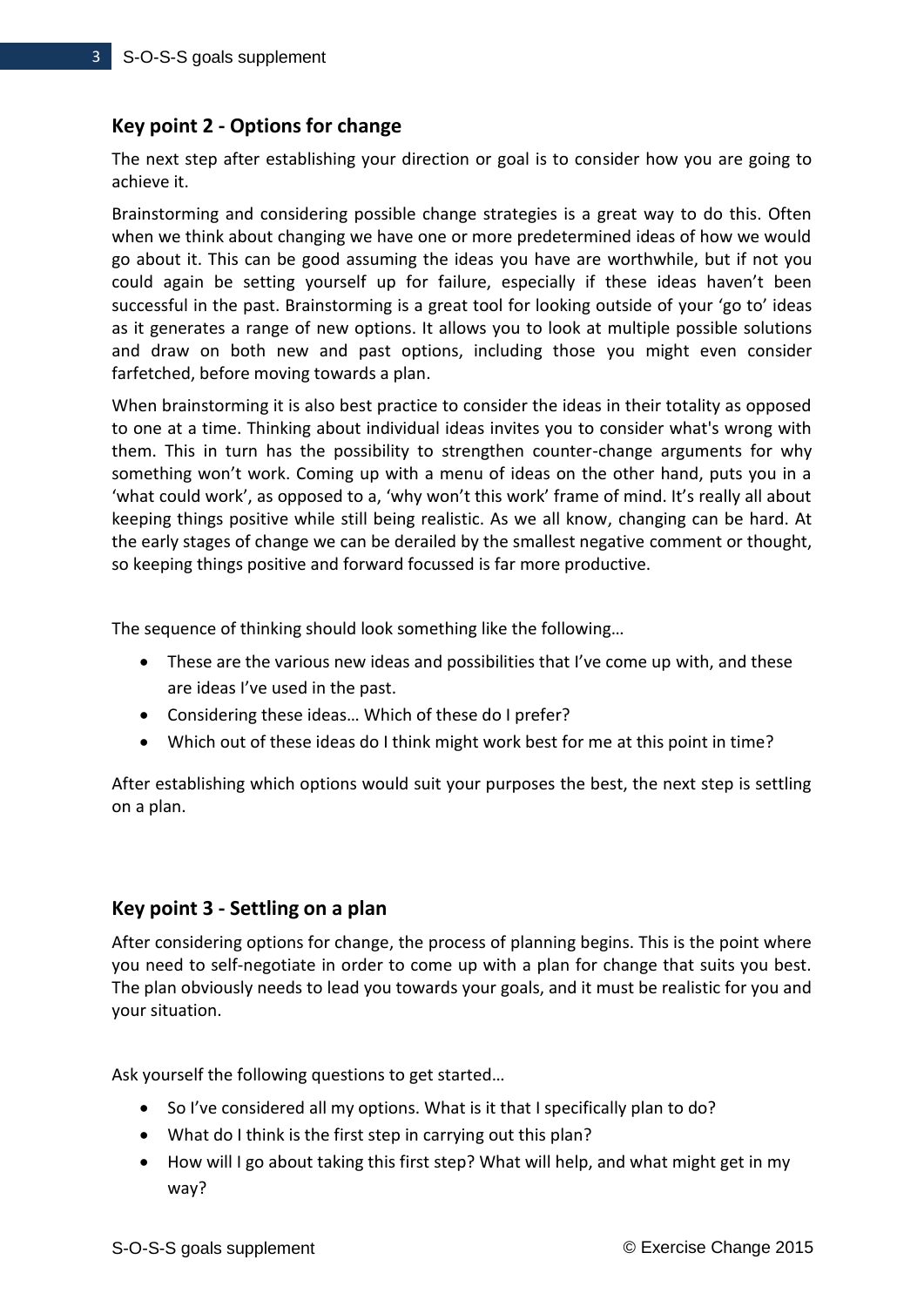## Key point 2 - Options for change

The next step after establishing your direction or goal is to consider how you are going to achieve it.

Brainstorming and considering possible change strategies is a great way to do this. Often when we think about changing we have one or more predetermined ideas of how we would go about it. This can be good assuming the ideas you have are worthwhile, but if not you could again be setting yourself up for failure, especially if these ideas haven't been successful in the past. Brainstorming is a great tool for looking outside of your 'go to' ideas as it generates a range of new options. It allows you to look at multiple possible solutions and draw on both new and past options, including those you might even consider farfetched, before moving towards a plan.

When brainstorming it is also best practice to consider the ideas in their totality as opposed to one at a time. Thinking about individual ideas invites you to consider what's wrong with them. This in turn has the possibility to strengthen counter-change arguments for why something won't work. Coming up with a menu of ideas on the other hand, puts you in a 'what could work', as opposed to a, 'why won't this work' frame of mind. It's really all about keeping things positive while still being realistic. As we all know, changing can be hard. At the early stages of change we can be derailed by the smallest negative comment or thought, so keeping things positive and forward focussed is far more productive.

The sequence of thinking should look something like the following…

- These are the various new ideas and possibilities that I've come up with, and these are ideas I've used in the past.
- Considering these ideas… Which of these do I prefer?
- Which out of these ideas do I think might work best for me at this point in time?

After establishing which options would suit your purposes the best, the next step is settling on a plan.

## Key point 3 - Settling on a plan

After considering options for change, the process of planning begins. This is the point where you need to self-negotiate in order to come up with a plan for change that suits you best. The plan obviously needs to lead you towards your goals, and it must be realistic for you and your situation.

Ask yourself the following questions to get started…

- So I've considered all my options. What is it that I specifically plan to do?
- What do I think is the first step in carrying out this plan?
- How will I go about taking this first step? What will help, and what might get in my way?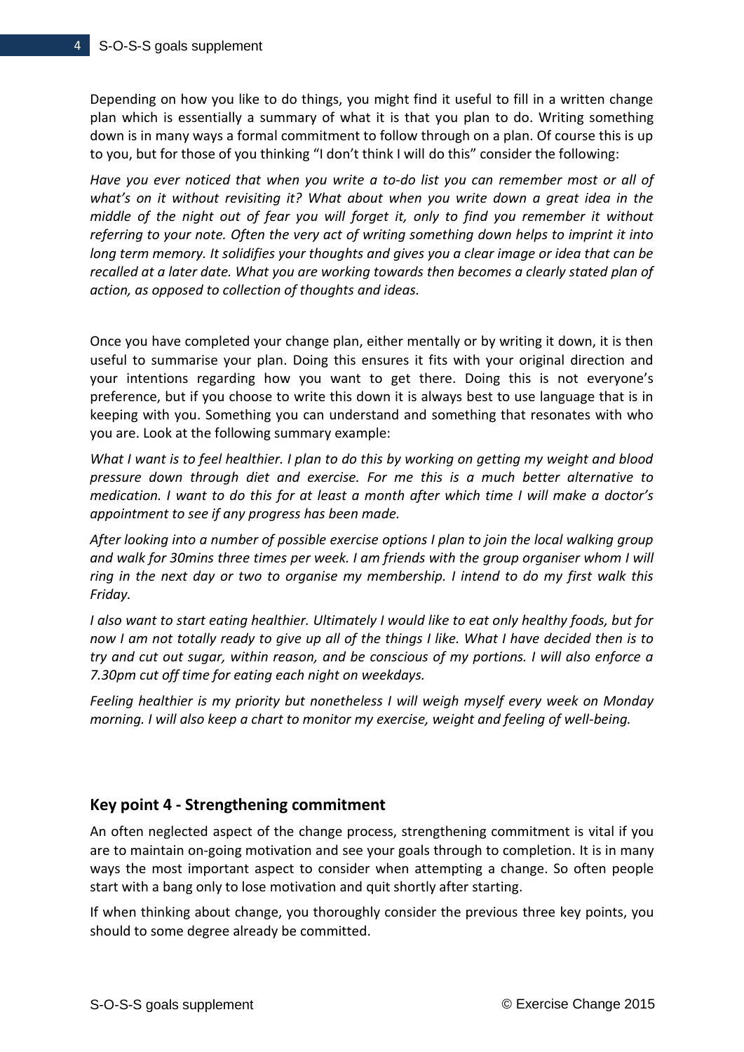Depending on how you like to do things, you might find it useful to fill in a written change plan which is essentially a summary of what it is that you plan to do. Writing something down is in many ways a formal commitment to follow through on a plan. Of course this is up to you, but for those of you thinking "I don't think I will do this" consider the following:

*Have you ever noticed that when you write a to-do list you can remember most or all of what's on it without revisiting it? What about when you write down a great idea in the middle of the night out of fear you will forget it, only to find you remember it without referring to your note. Often the very act of writing something down helps to imprint it into long term memory. It solidifies your thoughts and gives you a clear image or idea that can be recalled at a later date. What you are working towards then becomes a clearly stated plan of action, as opposed to collection of thoughts and ideas.*

Once you have completed your change plan, either mentally or by writing it down, it is then useful to summarise your plan. Doing this ensures it fits with your original direction and your intentions regarding how you want to get there. Doing this is not everyone's preference, but if you choose to write this down it is always best to use language that is in keeping with you. Something you can understand and something that resonates with who you are. Look at the following summary example:

*What I want is to feel healthier. I plan to do this by working on getting my weight and blood pressure down through diet and exercise. For me this is a much better alternative to medication. I want to do this for at least a month after which time I will make a doctor's appointment to see if any progress has been made.*

*After looking into a number of possible exercise options I plan to join the local walking group and walk for 30mins three times per week. I am friends with the group organiser whom I will ring in the next day or two to organise my membership. I intend to do my first walk this Friday.*

*I also want to start eating healthier. Ultimately I would like to eat only healthy foods, but for now I am not totally ready to give up all of the things I like. What I have decided then is to try and cut out sugar, within reason, and be conscious of my portions. I will also enforce a 7.30pm cut off time for eating each night on weekdays.*

*Feeling healthier is my priority but nonetheless I will weigh myself every week on Monday morning. I will also keep a chart to monitor my exercise, weight and feeling of well-being.*

### Key point 4 - Strengthening commitment

An often neglected aspect of the change process, strengthening commitment is vital if you are to maintain on-going motivation and see your goals through to completion. It is in many ways the most important aspect to consider when attempting a change. So often people start with a bang only to lose motivation and quit shortly after starting.

If when thinking about change, you thoroughly consider the previous three key points, you should to some degree already be committed.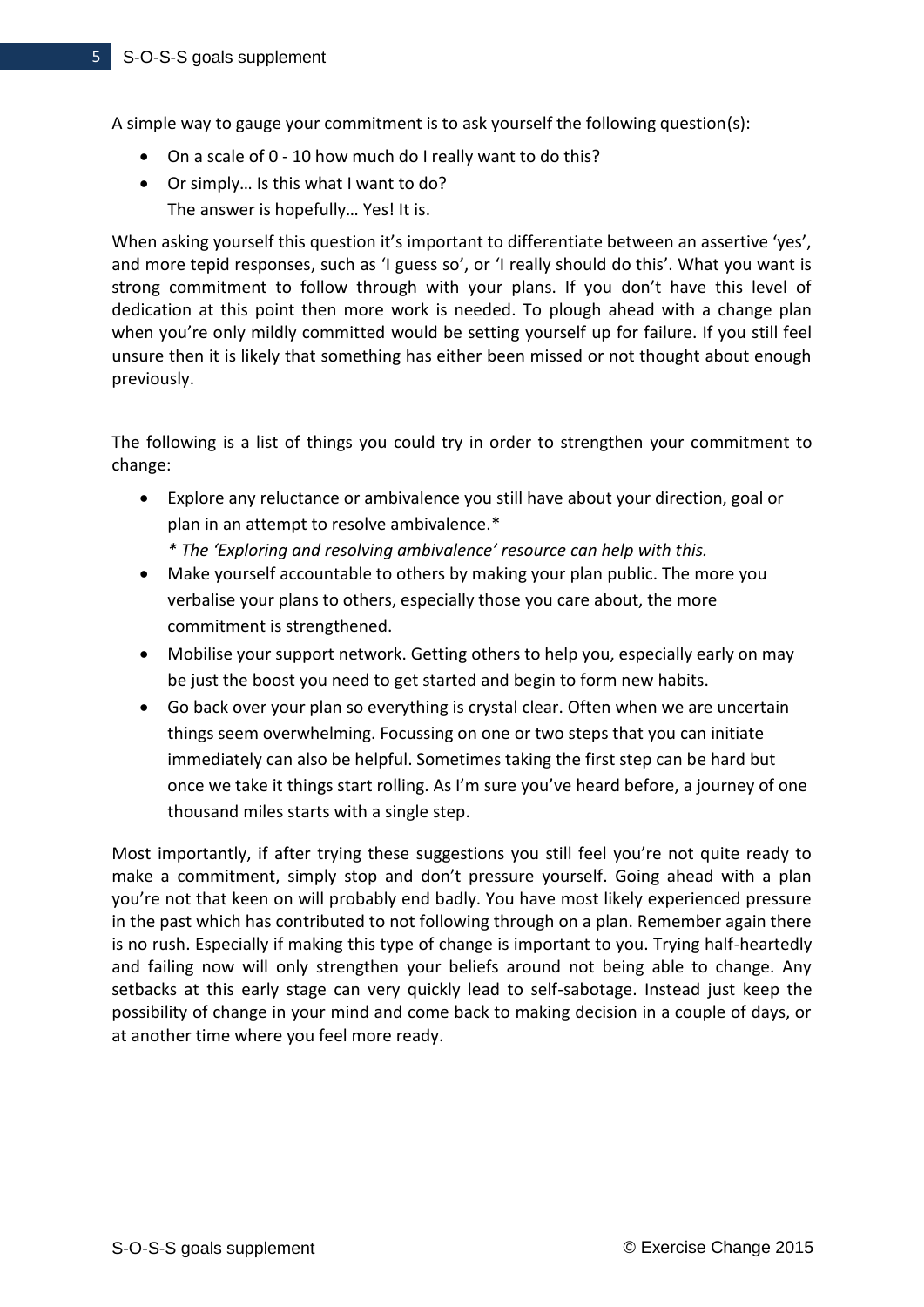A simple way to gauge your commitment is to ask yourself the following question(s):

- On a scale of 0 - 10 how much do I really want to do this?
- Or simply… Is this what I want to do?
  The answer is hopefully… Yes! It is.

When asking yourself this question it's important to differentiate between an assertive 'yes', and more tepid responses, such as 'I guess so', or 'I really should do this'. What you want is strong commitment to follow through with your plans. If you don't have this level of dedication at this point then more work is needed. To plough ahead with a change plan when you're only mildly committed would be setting yourself up for failure. If you still feel unsure then it is likely that something has either been missed or not thought about enough previously.

The following is a list of things you could try in order to strengthen your commitment to change:

- Explore any reluctance or ambivalence you still have about your direction, goal or plan in an attempt to resolve ambivalence.*
  *\* The 'Exploring and resolving ambivalence' resource can help with this.*
- Make yourself accountable to others by making your plan public. The more you verbalise your plans to others, especially those you care about, the more commitment is strengthened.
- Mobilise your support network. Getting others to help you, especially early on may be just the boost you need to get started and begin to form new habits.
- Go back over your plan so everything is crystal clear. Often when we are uncertain things seem overwhelming. Focussing on one or two steps that you can initiate immediately can also be helpful. Sometimes taking the first step can be hard but once we take it things start rolling. As I'm sure you've heard before, a journey of one thousand miles starts with a single step.

Most importantly, if after trying these suggestions you still feel you're not quite ready to make a commitment, simply stop and don't pressure yourself. Going ahead with a plan you're not that keen on will probably end badly. You have most likely experienced pressure in the past which has contributed to not following through on a plan. Remember again there is no rush. Especially if making this type of change is important to you. Trying half-heartedly and failing now will only strengthen your beliefs around not being able to change. Any setbacks at this early stage can very quickly lead to self-sabotage. Instead just keep the possibility of change in your mind and come back to making decision in a couple of days, or at another time where you feel more ready.